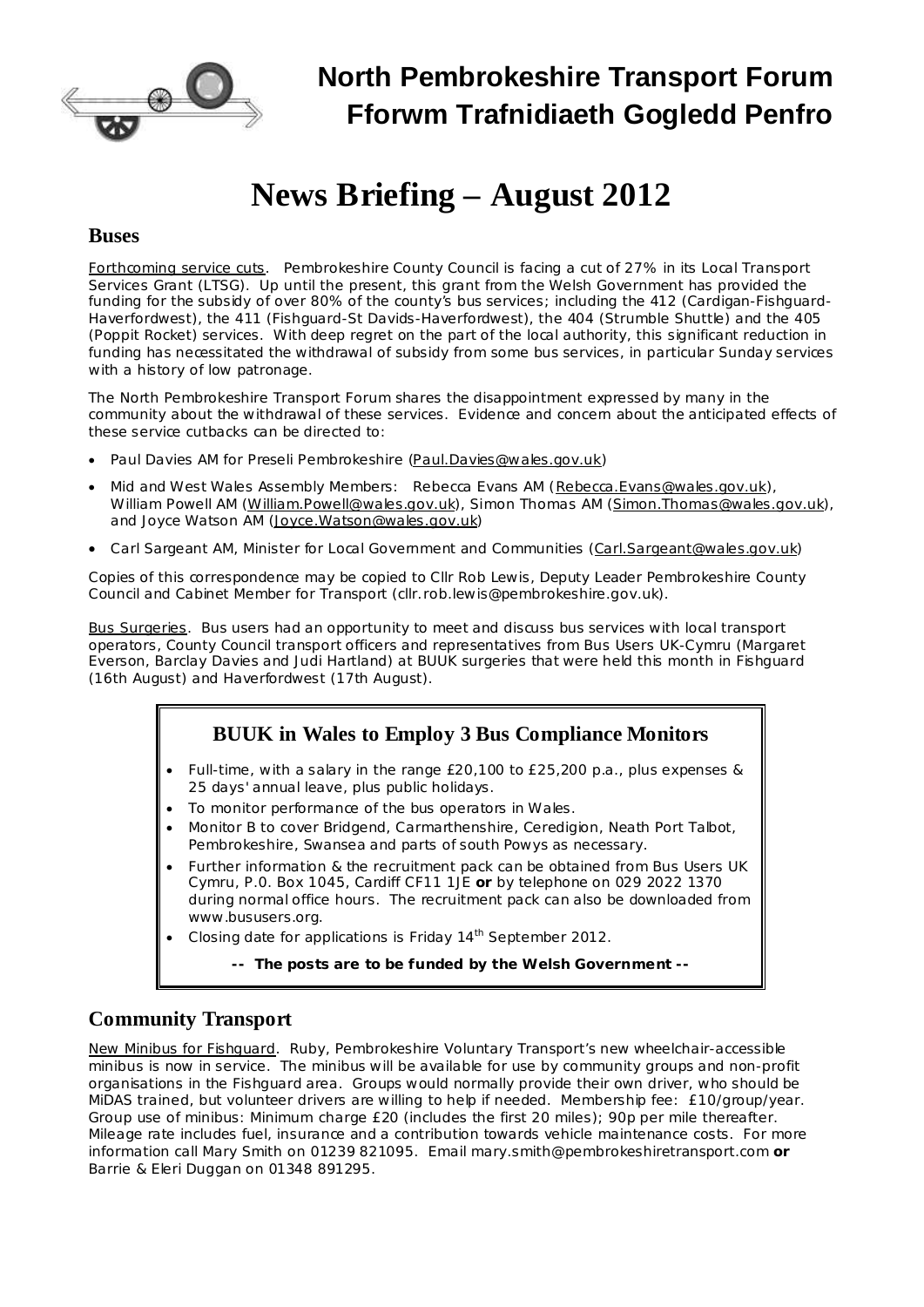# North Pembrokeshire Transport Forum
# Fforwm Trafnidiaeth Gogledd Penfro

# News Briefing – August 2012

## Buses

Forthcoming service cuts. Pembrokeshire County Council is facing a cut of 27% in its Local Transport Services Grant (LTSG). Up until the present, this grant from the Welsh Government has provided the funding for the subsidy of over 80% of the county's bus services; including the 412 (Cardigan-Fishguard-Haverfordwest), the 411 (Fishguard-St Davids-Haverfordwest), the 404 (Strumble Shuttle) and the 405 (Poppit Rocket) services. With deep regret on the part of the local authority, this significant reduction in funding has necessitated the withdrawal of subsidy from some bus services, in particular Sunday services with a history of low patronage.

The North Pembrokeshire Transport Forum shares the disappointment expressed by many in the community about the withdrawal of these services. Evidence and concern about the anticipated effects of these service cutbacks can be directed to:

- Paul Davies AM for Preseli Pembrokeshire (Paul.Davies@wales.gov.uk)
- Mid and West Wales Assembly Members: Rebecca Evans AM (Rebecca.Evans@wales.gov.uk), William Powell AM (William.Powell@wales.gov.uk), Simon Thomas AM (Simon.Thomas@wales.gov.uk), and Joyce Watson AM (Joyce.Watson@wales.gov.uk)
- Carl Sargeant AM, Minister for Local Government and Communities (Carl.Sargeant@wales.gov.uk)

Copies of this correspondence may be copied to Cllr Rob Lewis, Deputy Leader Pembrokeshire County Council and Cabinet Member for Transport (cllr.rob.lewis@pembrokeshire.gov.uk).

Bus Surgeries. Bus users had an opportunity to meet and discuss bus services with local transport operators, County Council transport officers and representatives from Bus Users UK-Cymru (Margaret Everson, Barclay Davies and Judi Hartland) at BUUK surgeries that were held this month in Fishguard (16th August) and Haverfordwest (17th August).

### BUUK in Wales to Employ 3 Bus Compliance Monitors

- Full-time, with a salary in the range £20,100 to £25,200 p.a., plus expenses & 25 days' annual leave, plus public holidays.
- To monitor performance of the bus operators in Wales.
- Monitor B to cover Bridgend, Carmarthenshire, Ceredigion, Neath Port Talbot, Pembrokeshire, Swansea and parts of south Powys as necessary.
- Further information & the recruitment pack can be obtained from Bus Users UK Cymru, P.0. Box 1045, Cardiff CF11 1JE **or** by telephone on 029 2022 1370 during normal office hours. The recruitment pack can also be downloaded from www.bususers.org.
- Closing date for applications is Friday 14th September 2012.

**-- The posts are to be funded by the Welsh Government --**

## Community Transport

New Minibus for Fishguard. Ruby, Pembrokeshire Voluntary Transport's new wheelchair-accessible minibus is now in service. The minibus will be available for use by community groups and non-profit organisations in the Fishguard area. Groups would normally provide their own driver, who should be MiDAS trained, but volunteer drivers are willing to help if needed. Membership fee: £10/group/year. Group use of minibus: Minimum charge £20 (includes the first 20 miles); 90p per mile thereafter. Mileage rate includes fuel, insurance and a contribution towards vehicle maintenance costs. For more information call Mary Smith on 01239 821095. Email mary.smith@pembrokeshiretransport.com **or** Barrie & Eleri Duggan on 01348 891295.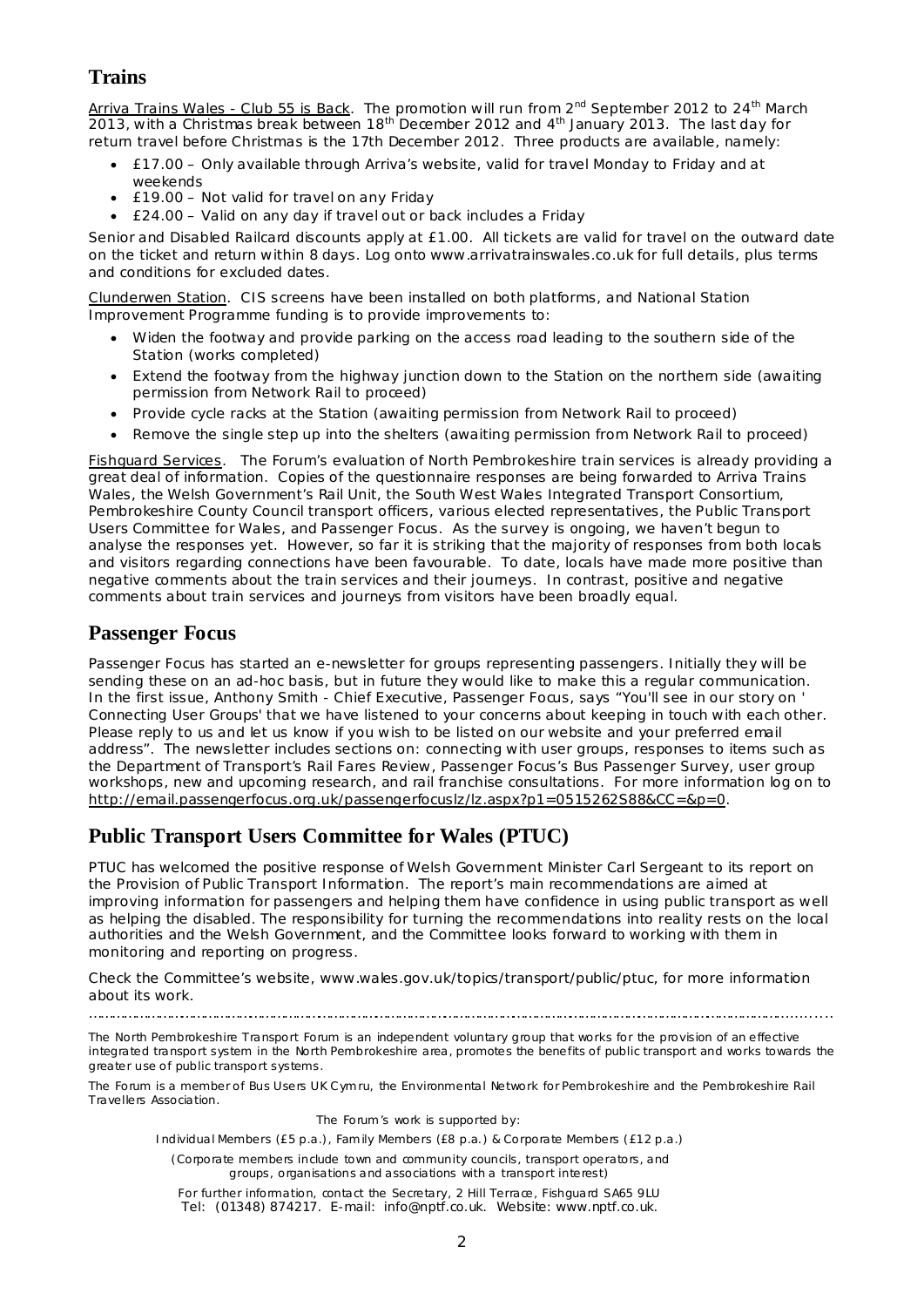## Trains

Arriva Trains Wales - Club 55 is Back. The promotion will run from 2nd September 2012 to 24th March 2013, with a Christmas break between 18th December 2012 and 4th January 2013. The last day for return travel before Christmas is the 17th December 2012. Three products are available, namely:

- £17.00 – Only available through Arriva's website, valid for travel Monday to Friday and at weekends
- £19.00 – Not valid for travel on any Friday
- £24.00 – Valid on any day if travel out or back includes a Friday

Senior and Disabled Railcard discounts apply at £1.00. All tickets are valid for travel on the outward date on the ticket and return within 8 days. Log onto www.arrivatrainswales.co.uk for full details, plus terms and conditions for excluded dates.

Clunderwen Station. CIS screens have been installed on both platforms, and National Station Improvement Programme funding is to provide improvements to:

- Widen the footway and provide parking on the access road leading to the southern side of the Station (works completed)
- Extend the footway from the highway junction down to the Station on the northern side (awaiting permission from Network Rail to proceed)
- Provide cycle racks at the Station (awaiting permission from Network Rail to proceed)
- Remove the single step up into the shelters (awaiting permission from Network Rail to proceed)

Fishguard Services. The Forum's evaluation of North Pembrokeshire train services is already providing a great deal of information. Copies of the questionnaire responses are being forwarded to Arriva Trains Wales, the Welsh Government's Rail Unit, the South West Wales Integrated Transport Consortium, Pembrokeshire County Council transport officers, various elected representatives, the Public Transport Users Committee for Wales, and Passenger Focus. As the survey is ongoing, we haven't begun to analyse the responses yet. However, so far it is striking that the majority of responses from both locals and visitors regarding connections have been favourable. To date, locals have made more positive than negative comments about the train services and their journeys. In contrast, positive and negative comments about train services and journeys from visitors have been broadly equal.

## Passenger Focus

Passenger Focus has started an e-newsletter for groups representing passengers. Initially they will be sending these on an ad-hoc basis, but in future they would like to make this a regular communication. In the first issue, Anthony Smith - Chief Executive, Passenger Focus, says "You'll see in our story on ' Connecting User Groups' that we have listened to your concerns about keeping in touch with each other. Please reply to us and let us know if you wish to be listed on our website and your preferred email address". The newsletter includes sections on: connecting with user groups, responses to items such as the Department of Transport's Rail Fares Review, Passenger Focus's Bus Passenger Survey, user group workshops, new and upcoming research, and rail franchise consultations. For more information log on to http://email.passengerfocus.org.uk/passengerfocuslz/lz.aspx?p1=0515262S88&CC=&p=0.

## Public Transport Users Committee for Wales (PTUC)

PTUC has welcomed the positive response of Welsh Government Minister Carl Sergeant to its report on the Provision of Public Transport Information. The report's main recommendations are aimed at improving information for passengers and helping them have confidence in using public transport as well as helping the disabled. The responsibility for turning the recommendations into reality rests on the local authorities and the Welsh Government, and the Committee looks forward to working with them in monitoring and reporting on progress.

Check the Committee's website, www.wales.gov.uk/topics/transport/public/ptuc, for more information about its work.

*The North Pembrokeshire Transport Forum is an independent voluntary group that works for the provision of an effective integrated transport system in the North Pembrokeshire area, promotes the benefits of public transport and works towards the greater use of public transport systems.*

*The Forum is a member of Bus Users UK Cymru, the Environmental Network for Pembrokeshire and the Pembrokeshire Rail Travellers Association.*

*The Forum's work is supported by:*

*Individual Members (£5 p.a.), Family Members (£8 p.a.) & Corporate Members (£12 p.a.)*

*(Corporate members include town and community councils, transport operators, and groups, organisations and associations with a transport interest)*

*For further information, contact the Secretary, 2 Hill Terrace, Fishguard SA65 9LU*
Tel: (01348) 874217. E-mail: info@nptf.co.uk. Website: www.nptf.co.uk.